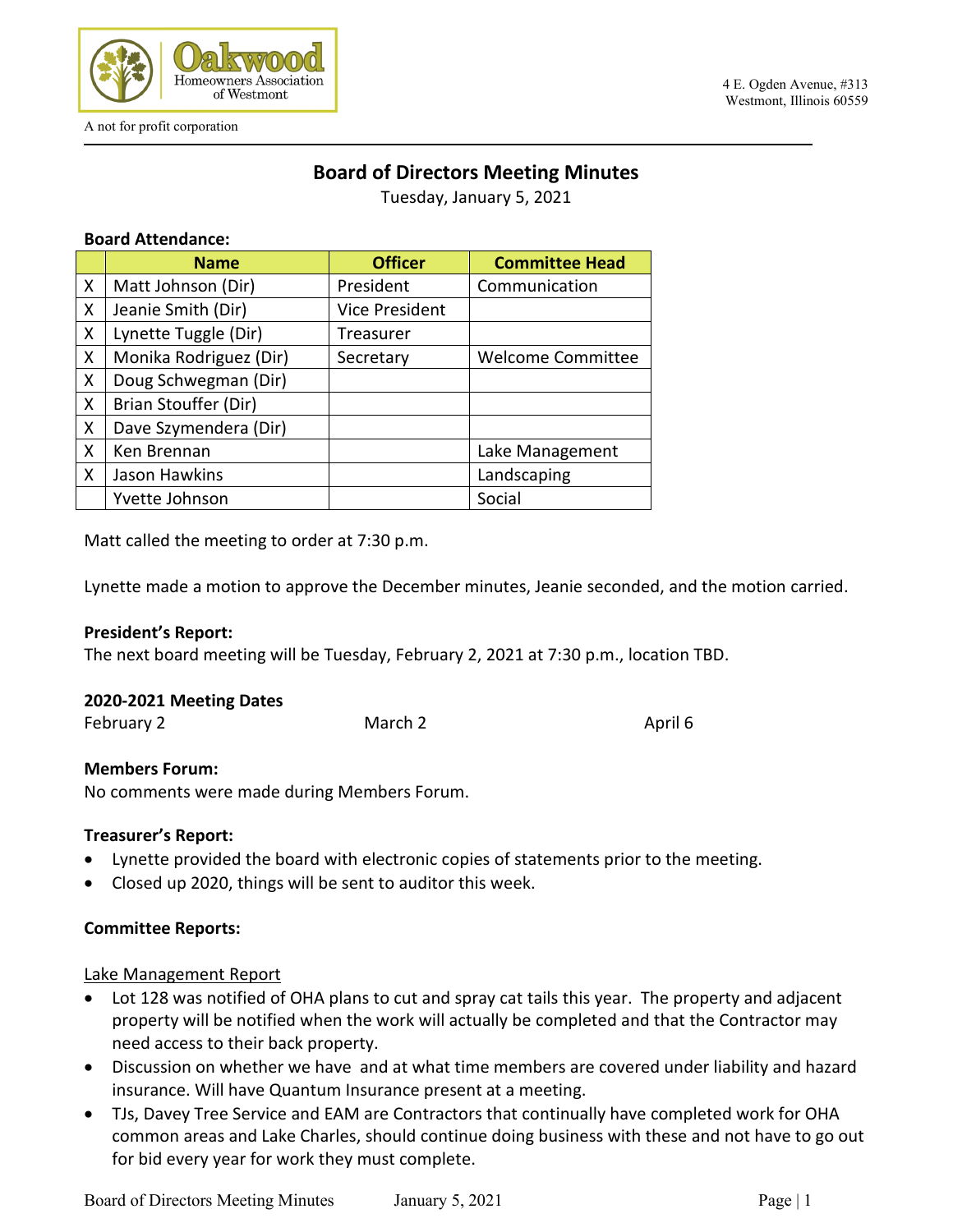Oakwood Homeowners Association of Westmont

A not for profit corporation

4 E. Ogden Avenue, #313
Westmont, Illinois 60559

# Board of Directors Meeting Minutes

Tuesday, January 5, 2021

**Board Attendance:**

| | Name | Officer | Committee Head |
|---|---|---|---|
| X | Matt Johnson (Dir) | President | Communication |
| X | Jeanie Smith (Dir) | Vice President | |
| X | Lynette Tuggle (Dir) | Treasurer | |
| X | Monika Rodriguez (Dir) | Secretary | Welcome Committee |
| X | Doug Schwegman (Dir) | | |
| X | Brian Stouffer (Dir) | | |
| X | Dave Szymendera (Dir) | | |
| X | Ken Brennan | | Lake Management |
| X | Jason Hawkins | | Landscaping |
| | Yvette Johnson | | Social |

Matt called the meeting to order at 7:30 p.m.

Lynette made a motion to approve the December minutes, Jeanie seconded, and the motion carried.

**President's Report:**

The next board meeting will be Tuesday, February 2, 2021 at 7:30 p.m., location TBD.

**2020-2021 Meeting Dates**

February 2 March 2 April 6

**Members Forum:**

No comments were made during Members Forum.

**Treasurer's Report:**

- Lynette provided the board with electronic copies of statements prior to the meeting.
- Closed up 2020, things will be sent to auditor this week.

**Committee Reports:**

Lake Management Report

- Lot 128 was notified of OHA plans to cut and spray cat tails this year. The property and adjacent property will be notified when the work will actually be completed and that the Contractor may need access to their back property.
- Discussion on whether we have and at what time members are covered under liability and hazard insurance. Will have Quantum Insurance present at a meeting.
- TJs, Davey Tree Service and EAM are Contractors that continually have completed work for OHA common areas and Lake Charles, should continue doing business with these and not have to go out for bid every year for work they must complete.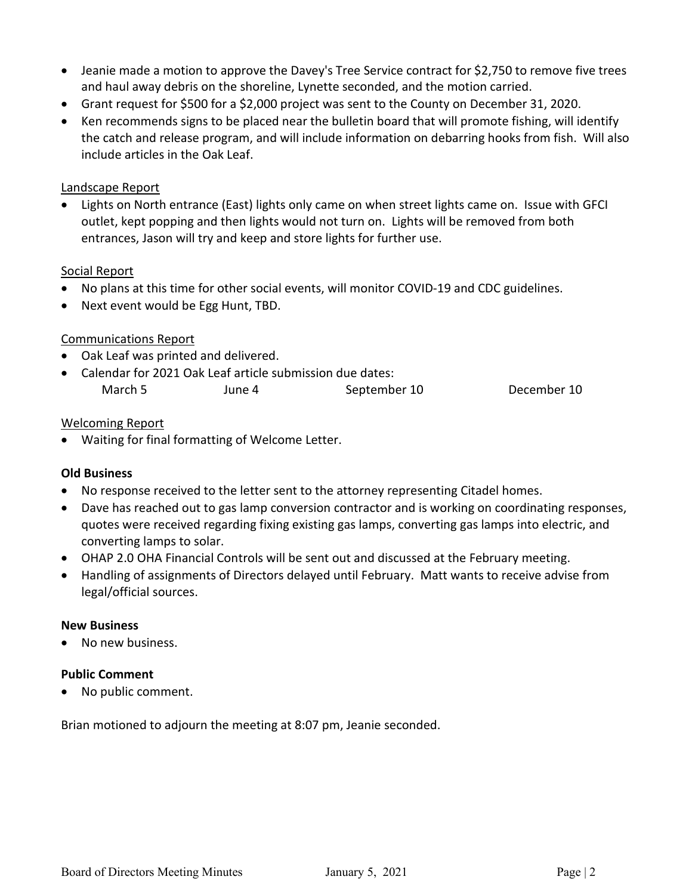- Jeanie made a motion to approve the Davey's Tree Service contract for $2,750 to remove five trees and haul away debris on the shoreline, Lynette seconded, and the motion carried.
- Grant request for $500 for a $2,000 project was sent to the County on December 31, 2020.
- Ken recommends signs to be placed near the bulletin board that will promote fishing, will identify the catch and release program, and will include information on debarring hooks from fish. Will also include articles in the Oak Leaf.

Landscape Report

- Lights on North entrance (East) lights only came on when street lights came on. Issue with GFCI outlet, kept popping and then lights would not turn on. Lights will be removed from both entrances, Jason will try and keep and store lights for further use.

Social Report

- No plans at this time for other social events, will monitor COVID-19 and CDC guidelines.
- Next event would be Egg Hunt, TBD.

Communications Report

- Oak Leaf was printed and delivered.
- Calendar for 2021 Oak Leaf article submission due dates:

| | | | |
|---|---|---|---|
| March 5 | June 4 | September 10 | December 10 |

Welcoming Report

- Waiting for final formatting of Welcome Letter.

**Old Business**

- No response received to the letter sent to the attorney representing Citadel homes.
- Dave has reached out to gas lamp conversion contractor and is working on coordinating responses, quotes were received regarding fixing existing gas lamps, converting gas lamps into electric, and converting lamps to solar.
- OHAP 2.0 OHA Financial Controls will be sent out and discussed at the February meeting.
- Handling of assignments of Directors delayed until February. Matt wants to receive advise from legal/official sources.

**New Business**

- No new business.

**Public Comment**

- No public comment.

Brian motioned to adjourn the meeting at 8:07 pm, Jeanie seconded.